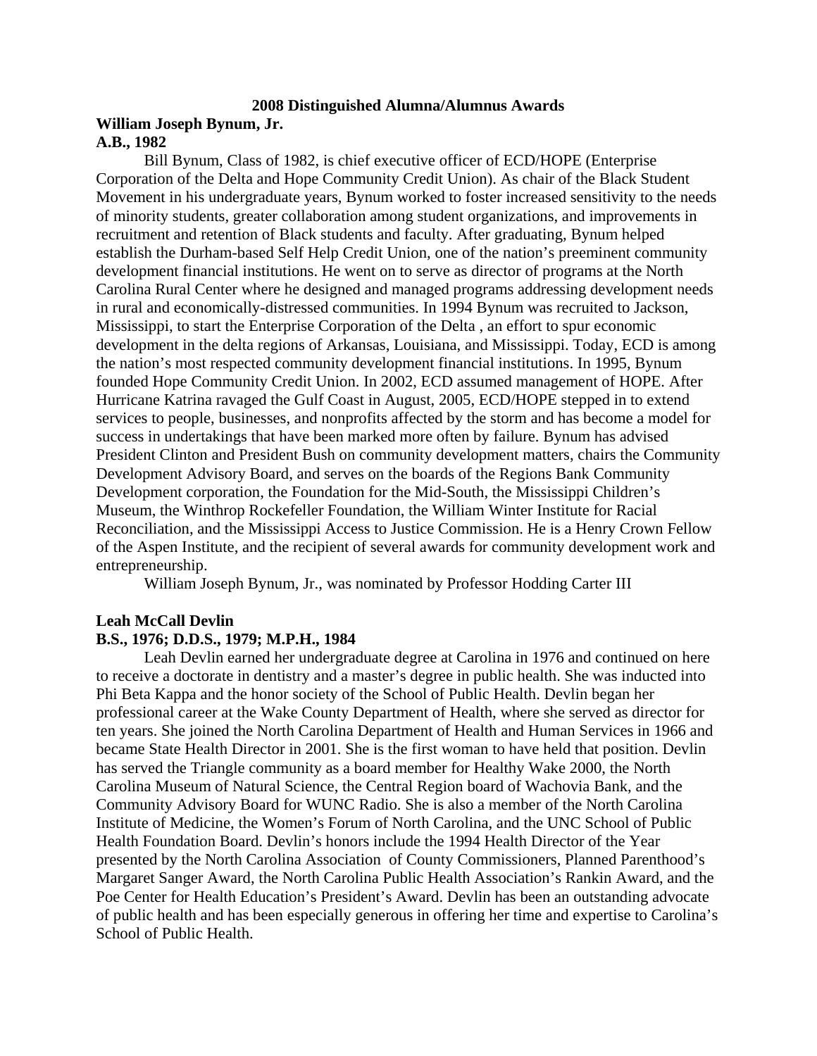# 2008 Distinguished Alumna/Alumnus Awards

## William Joseph Bynum, Jr.

**A.B., 1982**

Bill Bynum, Class of 1982, is chief executive officer of ECD/HOPE (Enterprise Corporation of the Delta and Hope Community Credit Union). As chair of the Black Student Movement in his undergraduate years, Bynum worked to foster increased sensitivity to the needs of minority students, greater collaboration among student organizations, and improvements in recruitment and retention of Black students and faculty. After graduating, Bynum helped establish the Durham-based Self Help Credit Union, one of the nation's preeminent community development financial institutions. He went on to serve as director of programs at the North Carolina Rural Center where he designed and managed programs addressing development needs in rural and economically-distressed communities. In 1994 Bynum was recruited to Jackson, Mississippi, to start the Enterprise Corporation of the Delta , an effort to spur economic development in the delta regions of Arkansas, Louisiana, and Mississippi. Today, ECD is among the nation's most respected community development financial institutions. In 1995, Bynum founded Hope Community Credit Union. In 2002, ECD assumed management of HOPE. After Hurricane Katrina ravaged the Gulf Coast in August, 2005, ECD/HOPE stepped in to extend services to people, businesses, and nonprofits affected by the storm and has become a model for success in undertakings that have been marked more often by failure. Bynum has advised President Clinton and President Bush on community development matters, chairs the Community Development Advisory Board, and serves on the boards of the Regions Bank Community Development corporation, the Foundation for the Mid-South, the Mississippi Children's Museum, the Winthrop Rockefeller Foundation, the William Winter Institute for Racial Reconciliation, and the Mississippi Access to Justice Commission. He is a Henry Crown Fellow of the Aspen Institute, and the recipient of several awards for community development work and entrepreneurship.

William Joseph Bynum, Jr., was nominated by Professor Hodding Carter III

## Leah McCall Devlin

**B.S., 1976; D.D.S., 1979; M.P.H., 1984**

Leah Devlin earned her undergraduate degree at Carolina in 1976 and continued on here to receive a doctorate in dentistry and a master's degree in public health. She was inducted into Phi Beta Kappa and the honor society of the School of Public Health. Devlin began her professional career at the Wake County Department of Health, where she served as director for ten years. She joined the North Carolina Department of Health and Human Services in 1966 and became State Health Director in 2001. She is the first woman to have held that position. Devlin has served the Triangle community as a board member for Healthy Wake 2000, the North Carolina Museum of Natural Science, the Central Region board of Wachovia Bank, and the Community Advisory Board for WUNC Radio. She is also a member of the North Carolina Institute of Medicine, the Women's Forum of North Carolina, and the UNC School of Public Health Foundation Board. Devlin's honors include the 1994 Health Director of the Year presented by the North Carolina Association of County Commissioners, Planned Parenthood's Margaret Sanger Award, the North Carolina Public Health Association's Rankin Award, and the Poe Center for Health Education's President's Award. Devlin has been an outstanding advocate of public health and has been especially generous in offering her time and expertise to Carolina's School of Public Health.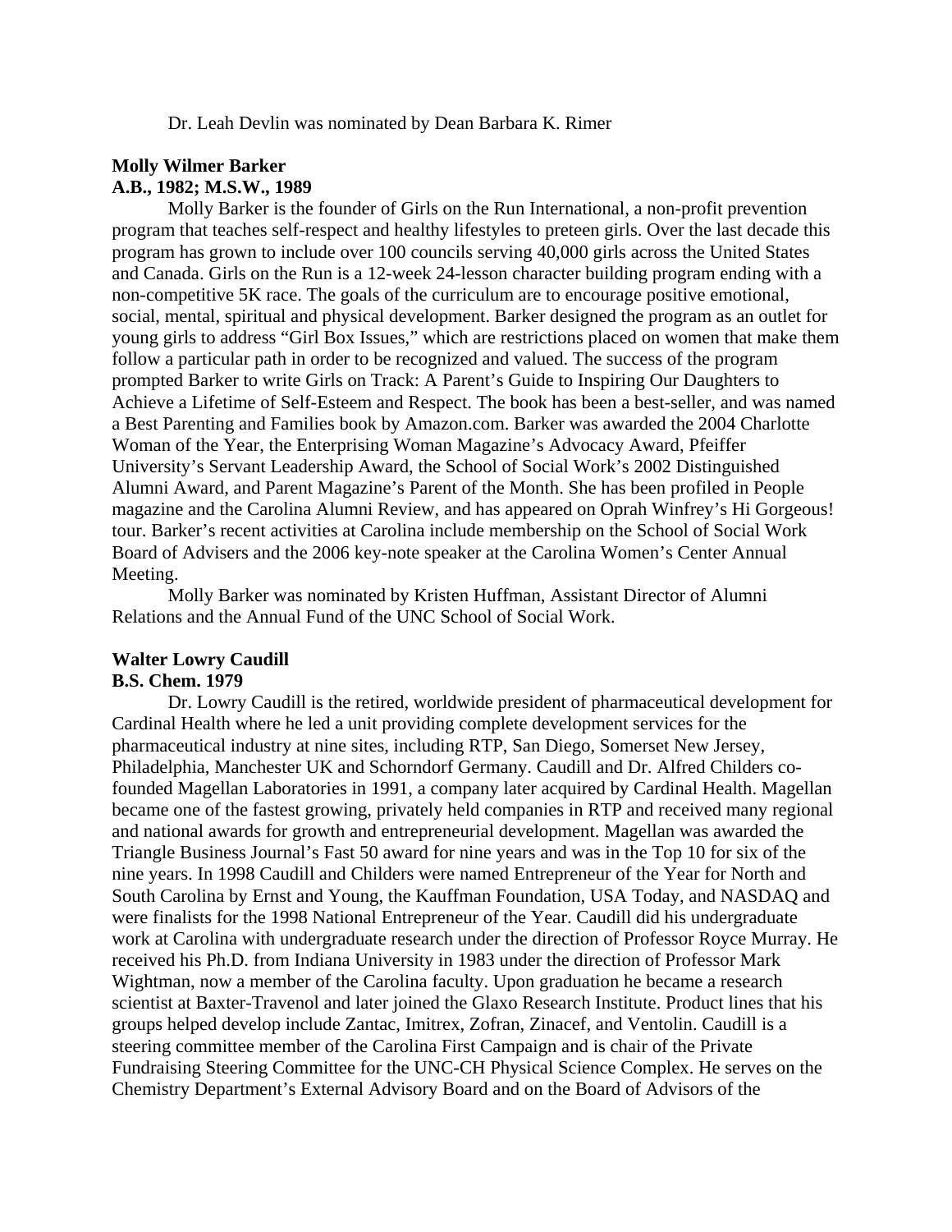Dr. Leah Devlin was nominated by Dean Barbara K. Rimer

**Molly Wilmer Barker**
**A.B., 1982; M.S.W., 1989**

Molly Barker is the founder of Girls on the Run International, a non-profit prevention program that teaches self-respect and healthy lifestyles to preteen girls. Over the last decade this program has grown to include over 100 councils serving 40,000 girls across the United States and Canada. Girls on the Run is a 12-week 24-lesson character building program ending with a non-competitive 5K race. The goals of the curriculum are to encourage positive emotional, social, mental, spiritual and physical development. Barker designed the program as an outlet for young girls to address "Girl Box Issues," which are restrictions placed on women that make them follow a particular path in order to be recognized and valued. The success of the program prompted Barker to write Girls on Track: A Parent's Guide to Inspiring Our Daughters to Achieve a Lifetime of Self-Esteem and Respect. The book has been a best-seller, and was named a Best Parenting and Families book by Amazon.com. Barker was awarded the 2004 Charlotte Woman of the Year, the Enterprising Woman Magazine's Advocacy Award, Pfeiffer University's Servant Leadership Award, the School of Social Work's 2002 Distinguished Alumni Award, and Parent Magazine's Parent of the Month. She has been profiled in People magazine and the Carolina Alumni Review, and has appeared on Oprah Winfrey's Hi Gorgeous! tour. Barker's recent activities at Carolina include membership on the School of Social Work Board of Advisers and the 2006 key-note speaker at the Carolina Women's Center Annual Meeting.

Molly Barker was nominated by Kristen Huffman, Assistant Director of Alumni Relations and the Annual Fund of the UNC School of Social Work.

**Walter Lowry Caudill**
**B.S. Chem. 1979**

Dr. Lowry Caudill is the retired, worldwide president of pharmaceutical development for Cardinal Health where he led a unit providing complete development services for the pharmaceutical industry at nine sites, including RTP, San Diego, Somerset New Jersey, Philadelphia, Manchester UK and Schorndorf Germany. Caudill and Dr. Alfred Childers co-founded Magellan Laboratories in 1991, a company later acquired by Cardinal Health. Magellan became one of the fastest growing, privately held companies in RTP and received many regional and national awards for growth and entrepreneurial development. Magellan was awarded the Triangle Business Journal's Fast 50 award for nine years and was in the Top 10 for six of the nine years. In 1998 Caudill and Childers were named Entrepreneur of the Year for North and South Carolina by Ernst and Young, the Kauffman Foundation, USA Today, and NASDAQ and were finalists for the 1998 National Entrepreneur of the Year. Caudill did his undergraduate work at Carolina with undergraduate research under the direction of Professor Royce Murray. He received his Ph.D. from Indiana University in 1983 under the direction of Professor Mark Wightman, now a member of the Carolina faculty. Upon graduation he became a research scientist at Baxter-Travenol and later joined the Glaxo Research Institute. Product lines that his groups helped develop include Zantac, Imitrex, Zofran, Zinacef, and Ventolin. Caudill is a steering committee member of the Carolina First Campaign and is chair of the Private Fundraising Steering Committee for the UNC-CH Physical Science Complex. He serves on the Chemistry Department's External Advisory Board and on the Board of Advisors of the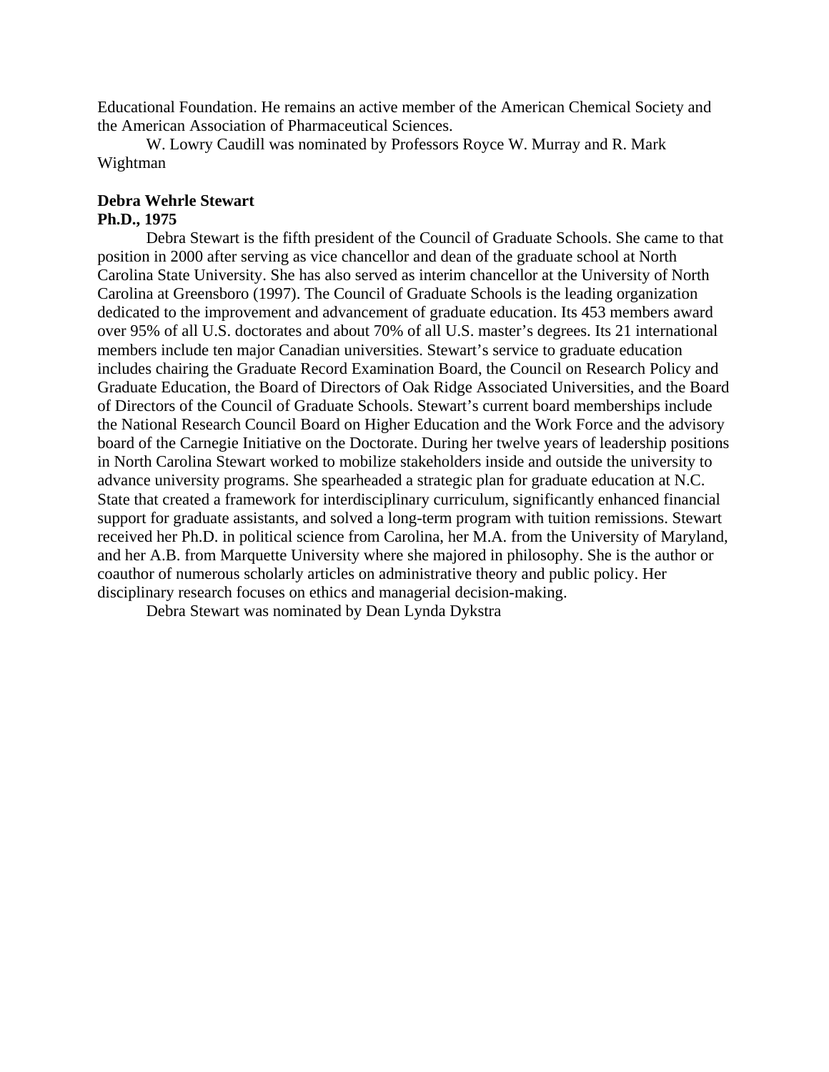Educational Foundation. He remains an active member of the American Chemical Society and the American Association of Pharmaceutical Sciences.

W. Lowry Caudill was nominated by Professors Royce W. Murray and R. Mark Wightman

**Debra Wehrle Stewart**
**Ph.D., 1975**

Debra Stewart is the fifth president of the Council of Graduate Schools. She came to that position in 2000 after serving as vice chancellor and dean of the graduate school at North Carolina State University. She has also served as interim chancellor at the University of North Carolina at Greensboro (1997). The Council of Graduate Schools is the leading organization dedicated to the improvement and advancement of graduate education. Its 453 members award over 95% of all U.S. doctorates and about 70% of all U.S. master's degrees. Its 21 international members include ten major Canadian universities. Stewart's service to graduate education includes chairing the Graduate Record Examination Board, the Council on Research Policy and Graduate Education, the Board of Directors of Oak Ridge Associated Universities, and the Board of Directors of the Council of Graduate Schools. Stewart's current board memberships include the National Research Council Board on Higher Education and the Work Force and the advisory board of the Carnegie Initiative on the Doctorate. During her twelve years of leadership positions in North Carolina Stewart worked to mobilize stakeholders inside and outside the university to advance university programs. She spearheaded a strategic plan for graduate education at N.C. State that created a framework for interdisciplinary curriculum, significantly enhanced financial support for graduate assistants, and solved a long-term program with tuition remissions. Stewart received her Ph.D. in political science from Carolina, her M.A. from the University of Maryland, and her A.B. from Marquette University where she majored in philosophy. She is the author or coauthor of numerous scholarly articles on administrative theory and public policy. Her disciplinary research focuses on ethics and managerial decision-making.

Debra Stewart was nominated by Dean Lynda Dykstra